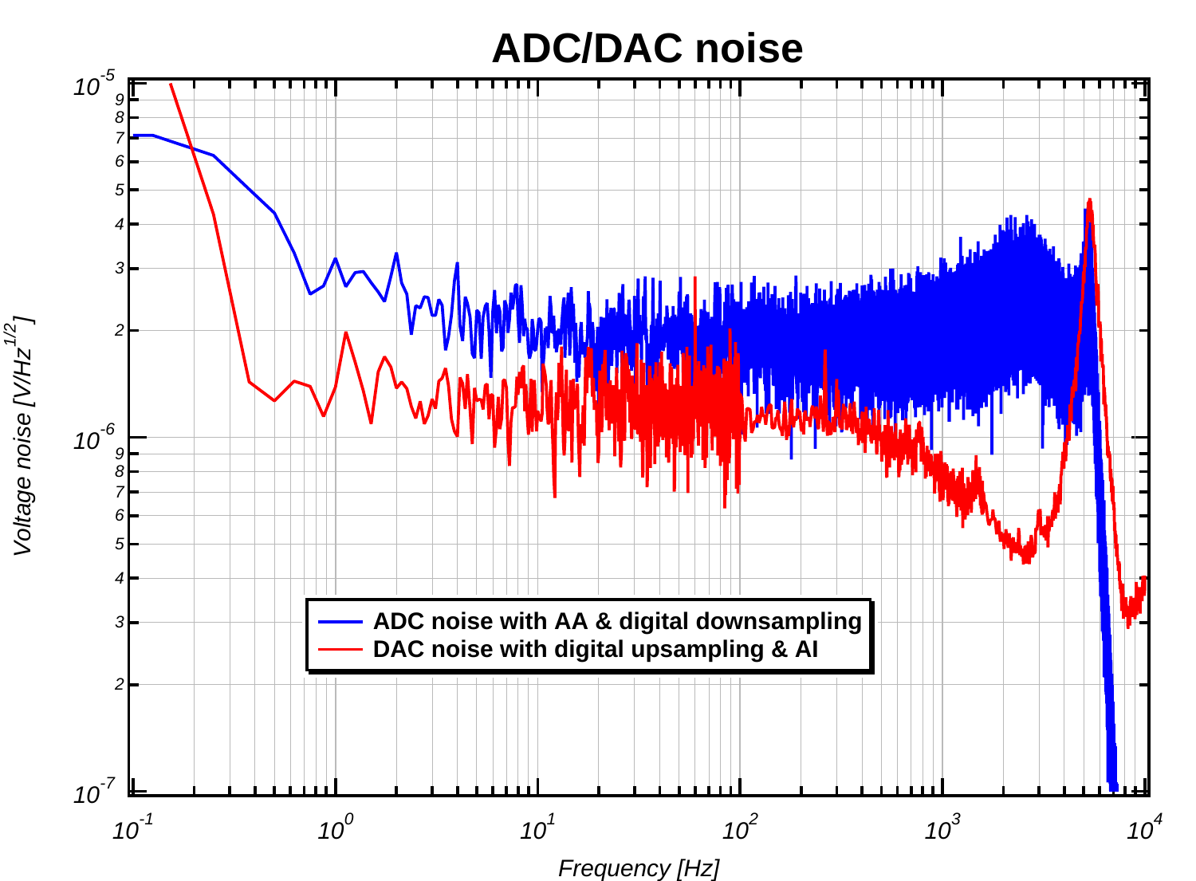# ADC/DAC noise

- ADC noise with AA & digital downsampling
- DAC noise with digital upsampling & AI

Voltage noise $[V/Hz^{1/2}]$

Frequency [Hz]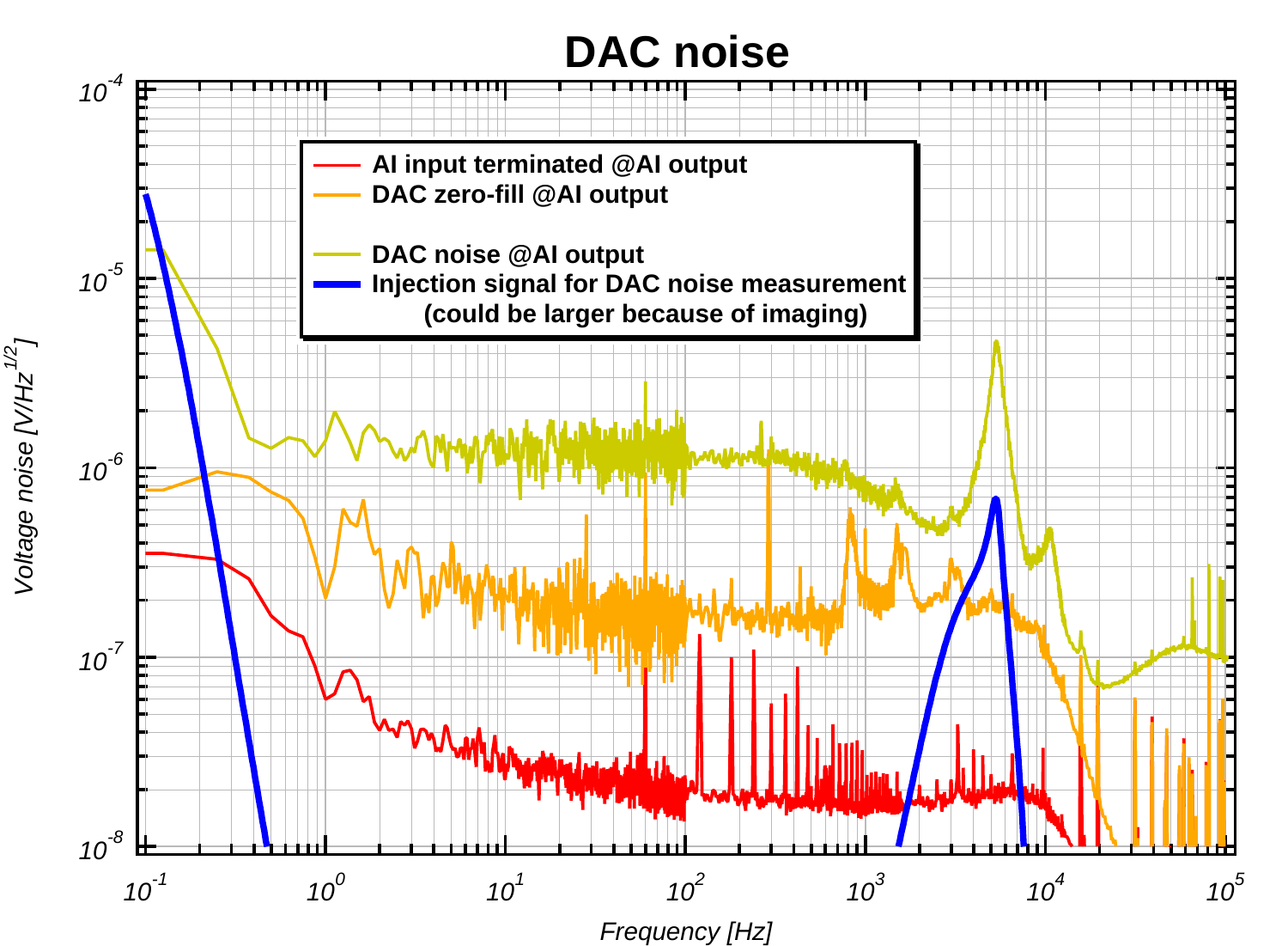# DAC noise

- AI input terminated @AI output
- DAC zero-fill @AI output
- DAC noise @AI output
- Injection signal for DAC noise measurement (could be larger because of imaging)

Voltage noise [V/Hz$^{1/2}$]

Frequency [Hz]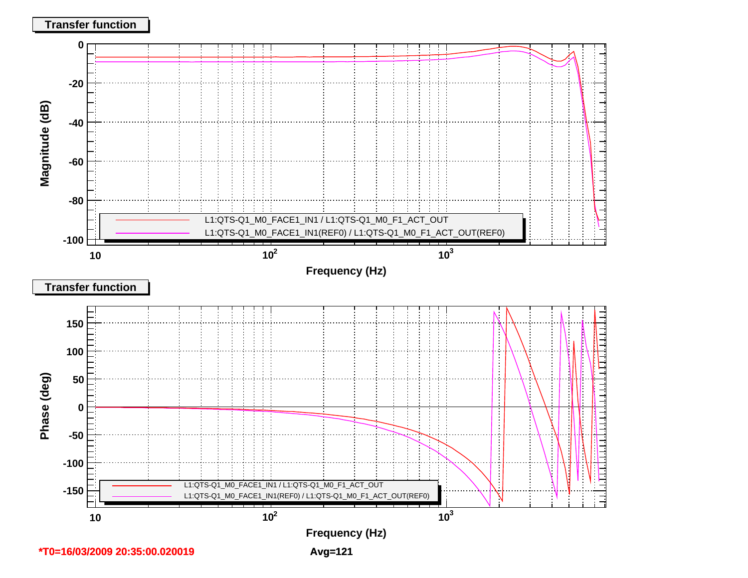**Transfer function**

Magnitude (dB)

L1:QTS-Q1_M0_FACE1_IN1 / L1:QTS-Q1_M0_F1_ACT_OUT

L1:QTS-Q1_M0_FACE1_IN1(REF0) / L1:QTS-Q1_M0_F1_ACT_OUT(REF0)

Frequency (Hz)

**Transfer function**

Phase (deg)

L1:QTS-Q1_M0_FACE1_IN1 / L1:QTS-Q1_M0_F1_ACT_OUT

L1:QTS-Q1_M0_FACE1_IN1(REF0) / L1:QTS-Q1_M0_F1_ACT_OUT(REF0)

Frequency (Hz)

**\*T0=16/03/2009 20:35:00.020019**

**Avg=121**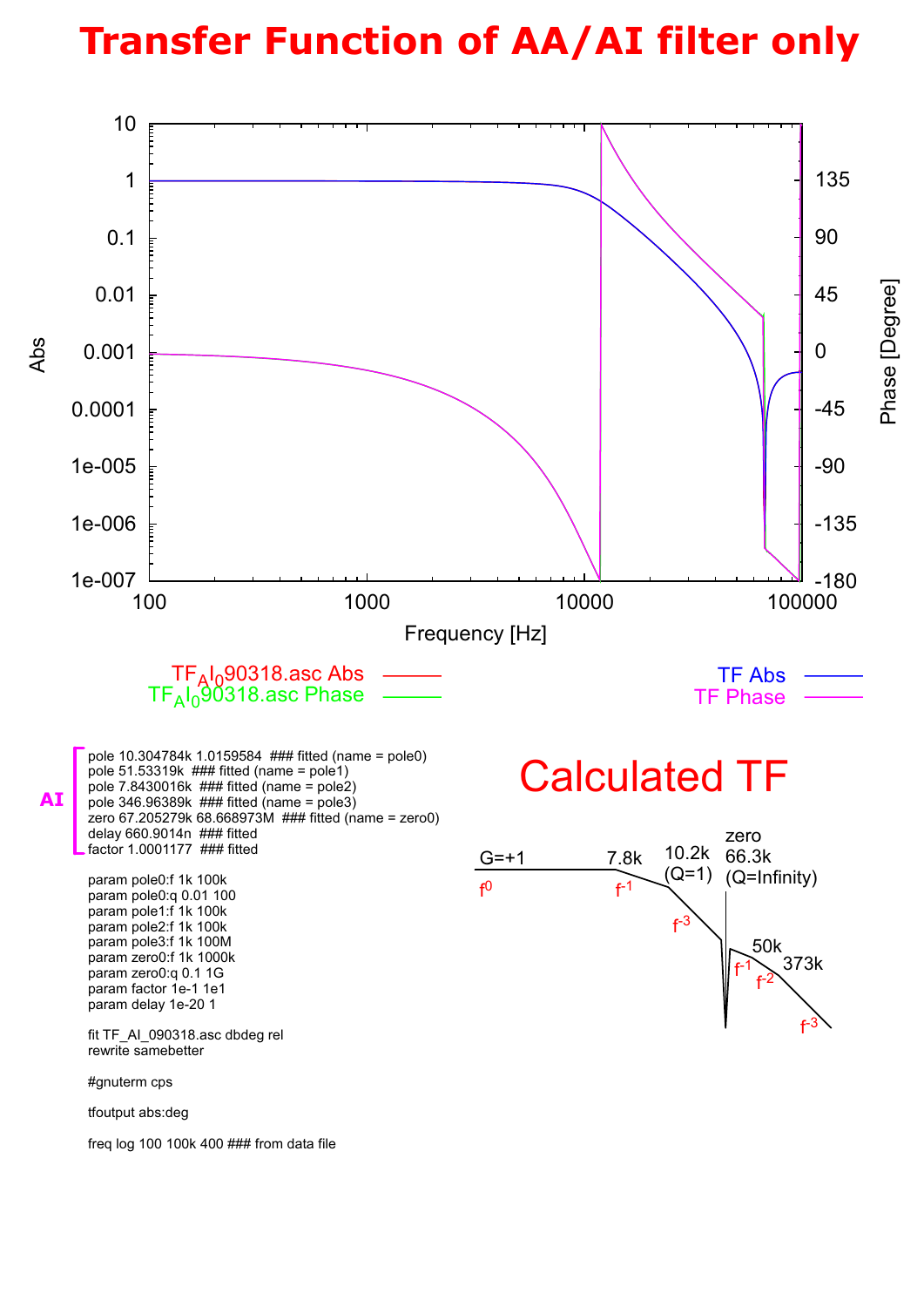# Transfer Function of AA/AI filter only

AI

```
pole 10.304784k 1.0159584  ### fitted (name = pole0)
pole 51.53319k  ### fitted (name = pole1)
pole 7.8430016k  ### fitted (name = pole2)
pole 346.96389k  ### fitted (name = pole3)
zero 67.205279k 68.668973M  ### fitted (name = zero0)
delay 660.9014n  ### fitted
factor 1.0001177  ### fitted

param pole0:f 1k 100k
param pole0:q 0.01 100
param pole1:f 1k 100k
param pole2:f 1k 100k
param pole3:f 1k 100M
param zero0:f 1k 1000k
param zero0:q 0.1 1G
param factor 1e-1 1e1
param delay 1e-20 1

fit TF_AI_090318.asc dbdeg rel
rewrite samebetter

#gnuterm cps

tfoutput abs:deg

freq log 100 100k 400 ### from data file
```

## Calculated TF

G=+1, $f^0$; 7.8k, $f^{-1}$; 10.2k (Q=1), $f^{-3}$; zero 66.3k (Q=Infinity); $f^{-1}$; 50k, $f^{-2}$; 373k, $f^{-3}$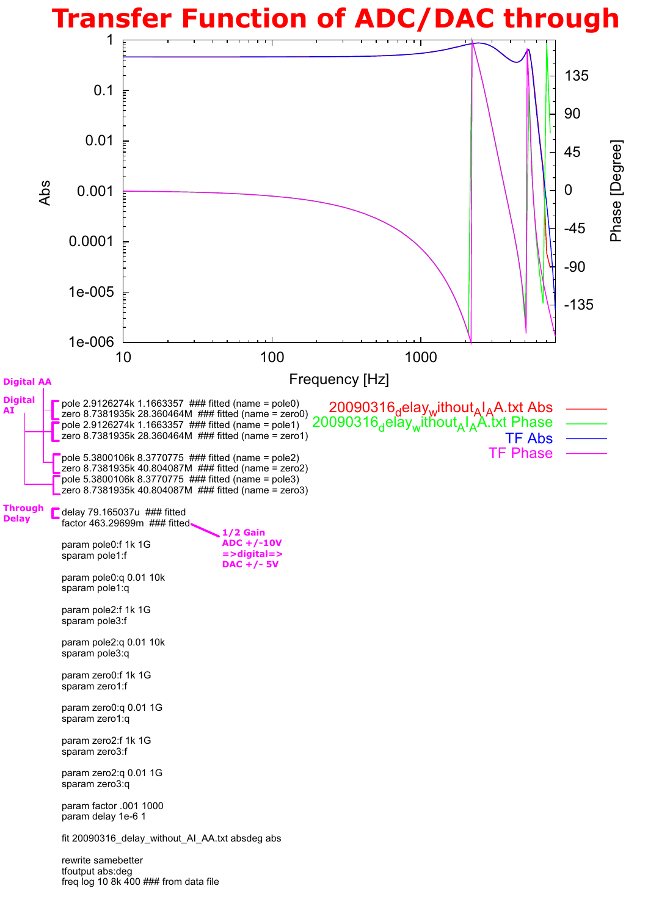# Transfer Function of ADC/DAC through

Digital AA

Digital AI

```
pole 2.9126274k 1.1663357  ### fitted (name = pole0)
zero 8.7381935k 28.360464M  ### fitted (name = zero0)
pole 2.9126274k 1.1663357  ### fitted (name = pole1)
zero 8.7381935k 28.360464M  ### fitted (name = zero1)

pole 5.3800106k 8.3770775  ### fitted (name = pole2)
zero 8.7381935k 40.804087M  ### fitted (name = zero2)
pole 5.3800106k 8.3770775  ### fitted (name = pole3)
zero 8.7381935k 40.804087M  ### fitted (name = zero3)
```

Through Delay

```
delay 79.165037u  ### fitted
factor 463.29699m  ### fitted
```

1/2 Gain ADC +/-10V =>digital=> DAC +/- 5V

```
param pole0:f 1k 1G
sparam pole1:f

param pole0:q 0.01 10k
sparam pole1:q

param pole2:f 1k 1G
sparam pole3:f

param pole2:q 0.01 10k
sparam pole3:q

param zero0:f 1k 1G
sparam zero1:f

param zero0:q 0.01 1G
sparam zero1:q

param zero2:f 1k 1G
sparam zero3:f

param zero2:q 0.01 1G
sparam zero3:q

param factor .001 1000
param delay 1e-6 1

fit 20090316_delay_without_AI_AA.txt absdeg abs

rewrite samebetter
tfoutput abs:deg
freq log 10 8k 400 ### from data file
```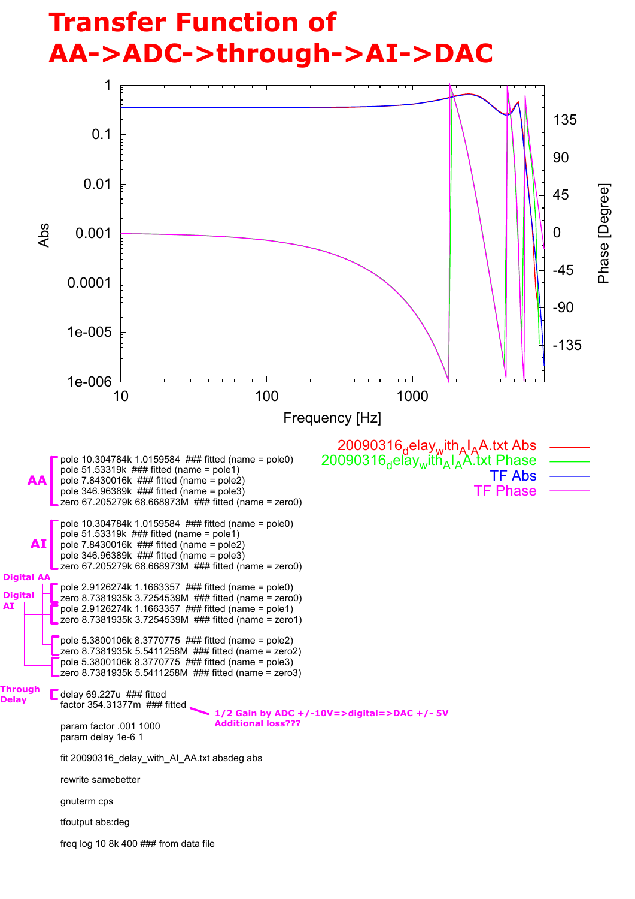# Transfer Function of AA->ADC->through->AI->DAC

**AA**

```
pole 10.304784k 1.0159584  ### fitted (name = pole0)
pole 51.53319k  ### fitted (name = pole1)
pole 7.8430016k  ### fitted (name = pole2)
pole 346.96389k  ### fitted (name = pole3)
zero 67.205279k 68.668973M  ### fitted (name = zero0)
```

**AI**

```
pole 10.304784k 1.0159584  ### fitted (name = pole0)
pole 51.53319k  ### fitted (name = pole1)
pole 7.8430016k  ### fitted (name = pole2)
pole 346.96389k  ### fitted (name = pole3)
zero 67.205279k 68.668973M  ### fitted (name = zero0)
```

**Digital AA** / **Digital AI**

```
pole 2.9126274k 1.1663357  ### fitted (name = pole0)
zero 8.7381935k 3.7254539M  ### fitted (name = zero0)
pole 2.9126274k 1.1663357  ### fitted (name = pole1)
zero 8.7381935k 3.7254539M  ### fitted (name = zero1)

pole 5.3800106k 8.3770775  ### fitted (name = pole2)
zero 8.7381935k 5.5411258M  ### fitted (name = zero2)
pole 5.3800106k 8.3770775  ### fitted (name = pole3)
zero 8.7381935k 5.5411258M  ### fitted (name = zero3)
```

**Through Delay**

```
delay 69.227u  ### fitted
factor 354.31377m  ### fitted
```

**1/2 Gain by ADC +/-10V=>digital=>DAC +/- 5V**
**Additional loss???**

```
param factor .001 1000
param delay 1e-6 1

fit 20090316_delay_with_AI_AA.txt absdeg abs

rewrite samebetter

gnuterm cps

tfoutput abs:deg

freq log 10 8k 400 ### from data file
```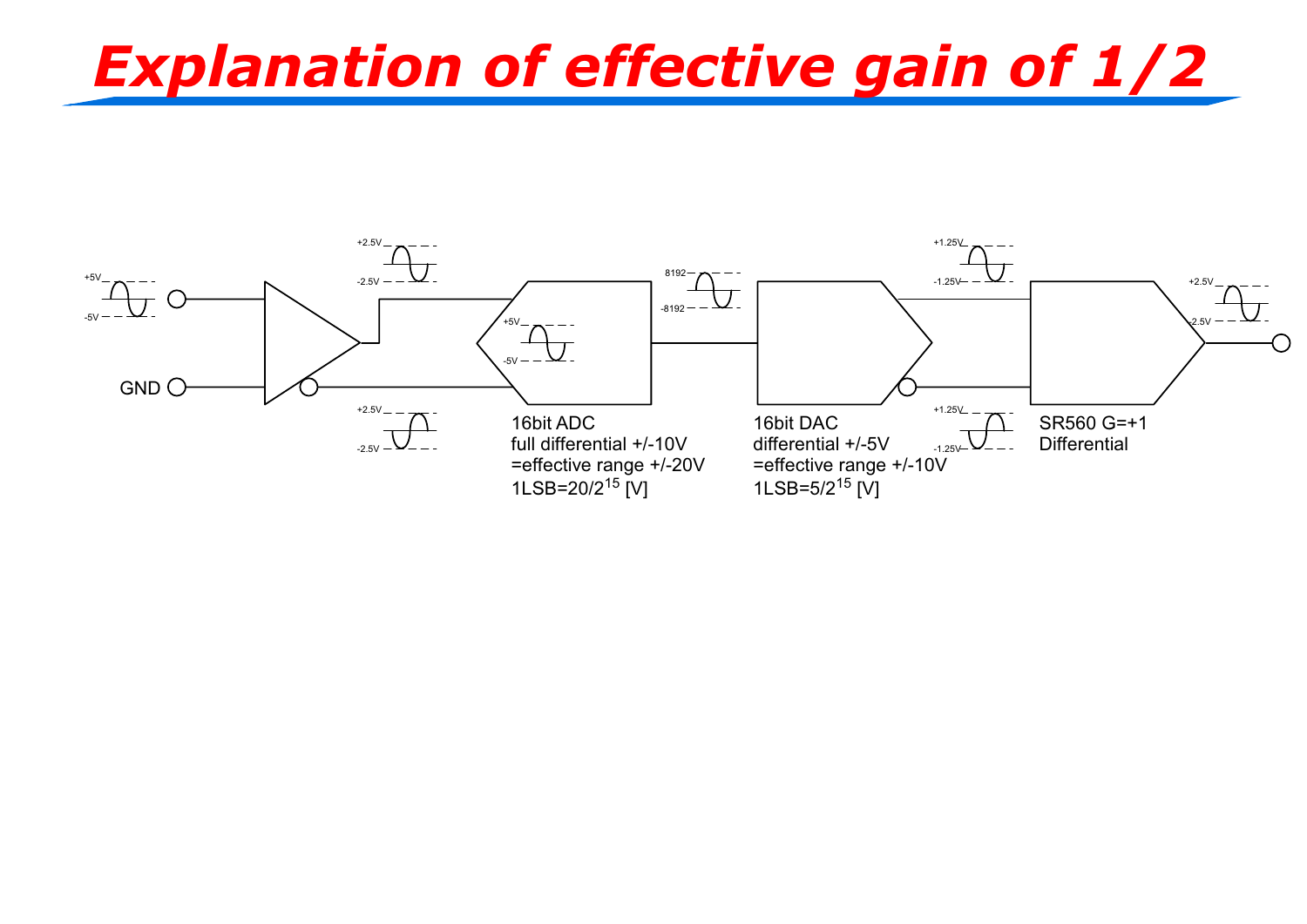# Explanation of effective gain of 1/2

+5V

-5V

GND

+2.5V

-2.5V

+2.5V

-2.5V

+5V

-5V

16bit ADC
full differential +/-10V
=effective range +/-20V
1LSB=$20/2^{15}$ [V]

8192

-8192

16bit DAC
differential +/-5V
=effective range +/-10V
1LSB=$5/2^{15}$ [V]

+1.25V

-1.25V

+1.25V

-1.25V

SR560 G=+1
Differential

+2.5V

-2.5V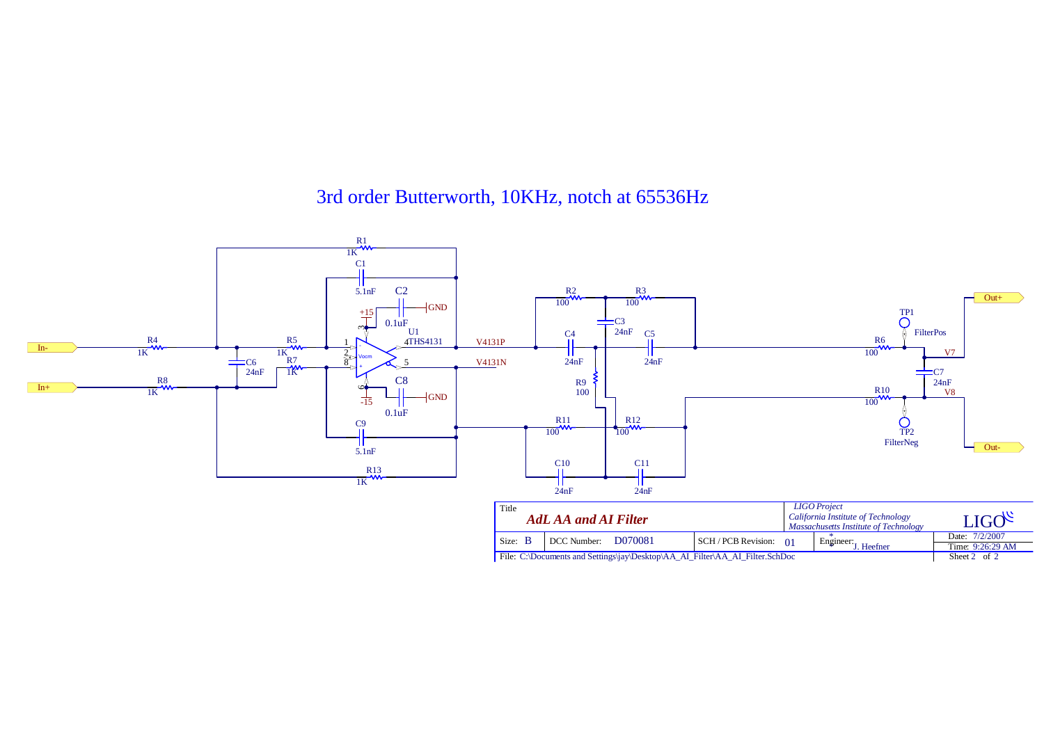# 3rd order Butterworth, 10KHz, notch at 65536Hz

R1 1K
C1 5.1nF
C2 0.1uF
+15
GND
U1 THS4131
In-
R4 1K
R5 1K
C6 24nF
R7 1K
In+
R8 1K
C8 0.1uF
-15
GND
C9 5.1nF
R13 1K
Vocm
1
2
8
4
5
V4131P
V4131N
R2 100
R3 100
C3 24nF
C4 24nF
C5 24nF
R9 100
R11 100
R12 100
C10 24nF
C11 24nF
R6 100
R10 100
TP1 FilterPos
TP2 FilterNeg
C7 24nF
V7
V8
Out+
Out-

| Title | | | LIGO Project California Institute of Technology Massachusetts Institute of Technology | LIGO |
|---|---|---|---|---|
| ***AdL AA and AI Filter*** | | | | |
| Size: B | DCC Number: D070081 | SCH / PCB Revision: 01 | Engineer: J. Heefner | Date: 7/2/2007 Time: 9:26:29 AM |
| File: C:\Documents and Settings\jay\Desktop\AA_AI_Filter\AA_AI_Filter.SchDoc | | | | Sheet 2 of 2 |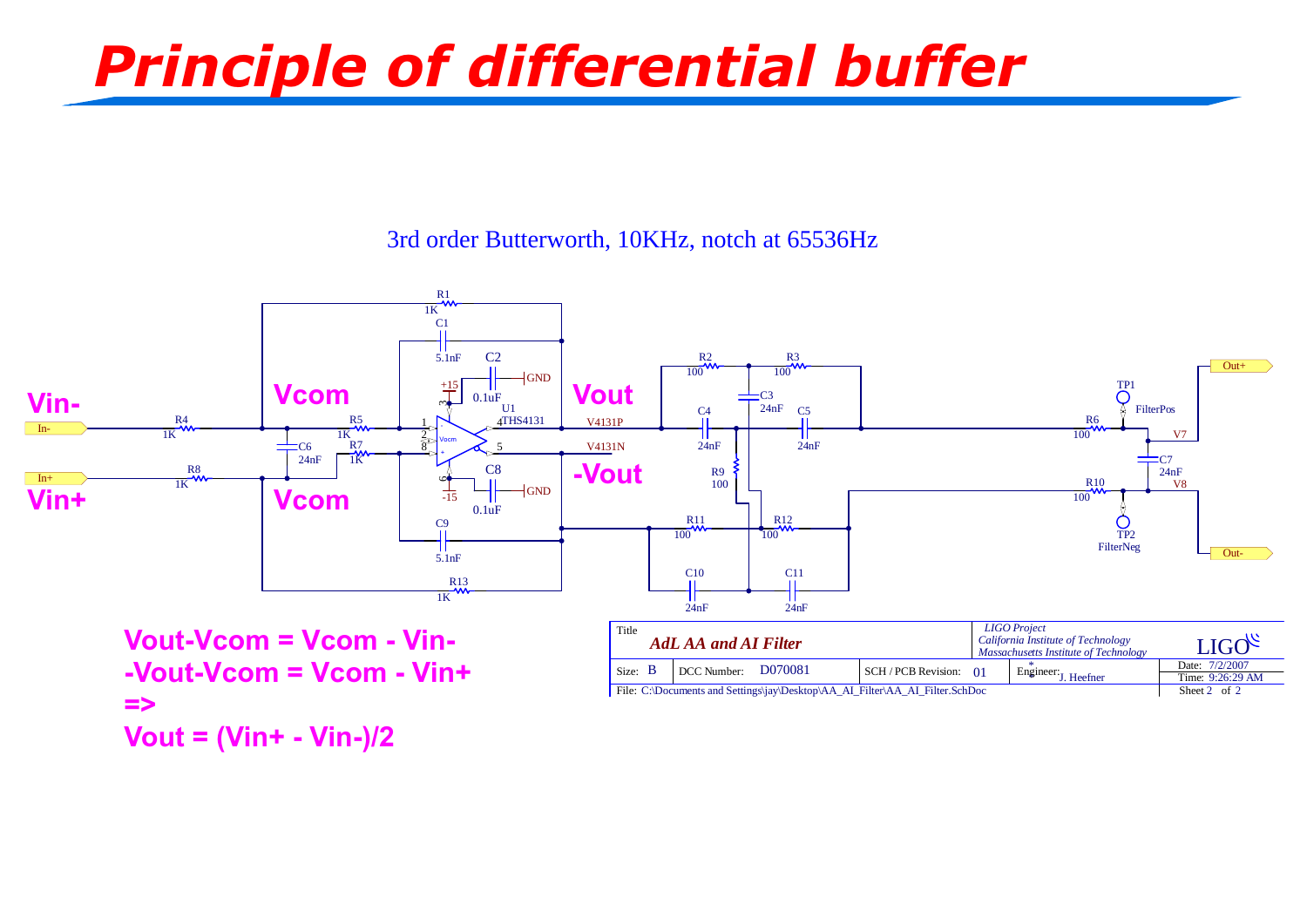# Principle of differential buffer

3rd order Butterworth, 10KHz, notch at 65536Hz

Vin-

Vcom

Vout

-Vout

Vin+

Vcom

Title: *AdL AA and AI Filter*

*LIGO Project*
*California Institute of Technology*
*Massachusetts Institute of Technology*

LIGO

| Size: B | DCC Number: D070081 | SCH / PCB Revision: 01 | Engineer: J. Heefner | Date: 7/2/2007 Time: 9:26:29 AM |
|---|---|---|---|---|

File: C:\Documents and Settings\jay\Desktop\AA_AI_Filter\AA_AI_Filter.SchDoc — Sheet 2 of 2

**Vout-Vcom = Vcom - Vin-**

**-Vout-Vcom = Vcom - Vin+**

**=>**

**Vout = (Vin+ - Vin-)/2**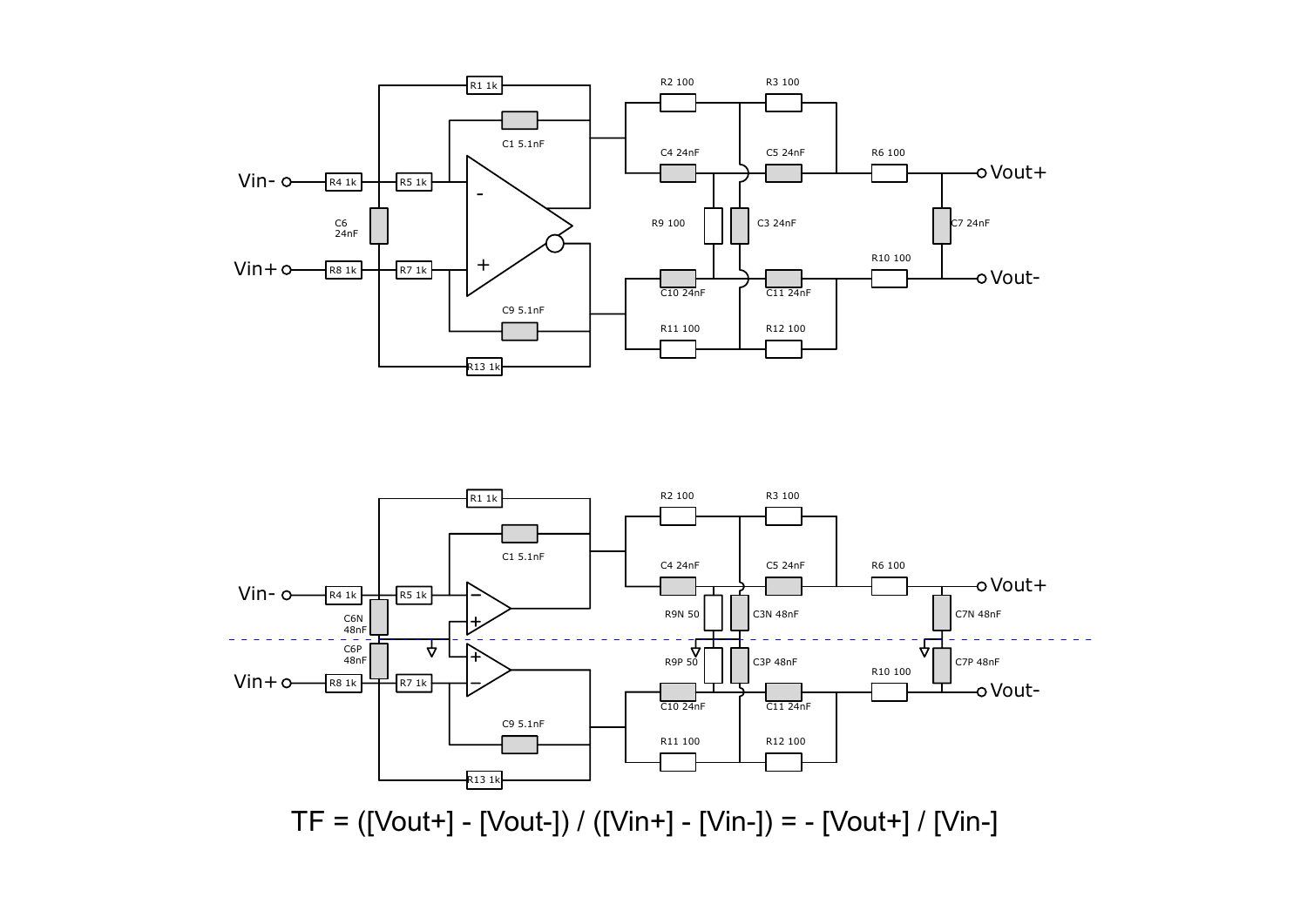$$TF = ([Vout+] - [Vout-]) / ([Vin+] - [Vin-]) = - [Vout+] / [Vin-]$$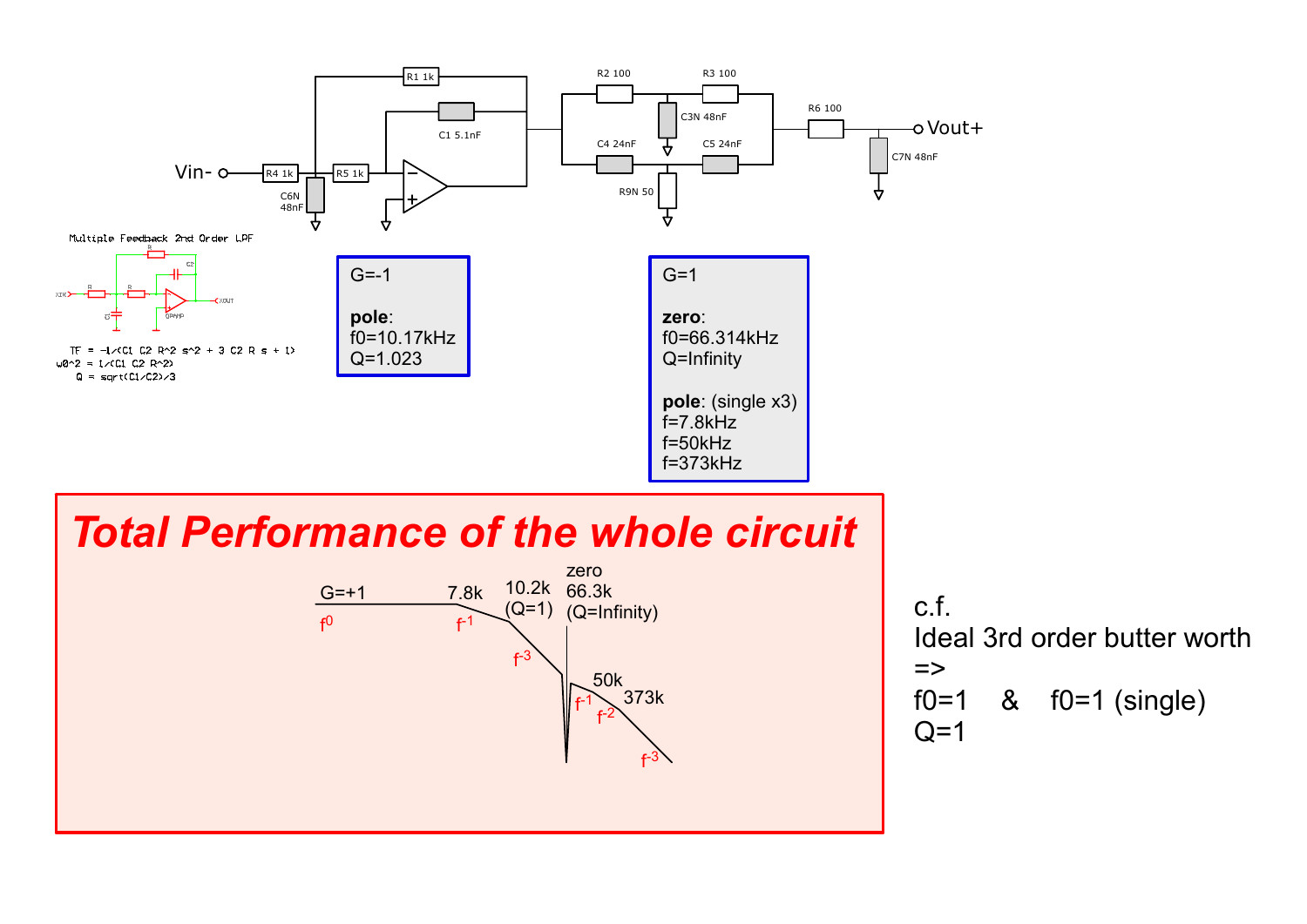Multiple Feedback 2nd Order LPF

TF = -1/(C1 C2 R^2 s^2 + 3 C2 R s + 1)
w0^2 = 1/(C1 C2 R^2)
Q = sqrt(C1/C2)/3

Vin-  R4 1k  C6N 48nF  R5 1k  R1 1k  C1 5.1nF

R2 100  R3 100  C3N 48nF  C4 24nF  C5 24nF  R9N 50  R6 100  C7N 48nF  Vout+

**G=-1**

**pole**:
f0=10.17kHz
Q=1.023

**G=1**

**zero**:
f0=66.314kHz
Q=Infinity

**pole**: (single x3)
f=7.8kHz
f=50kHz
f=373kHz

# *Total Performance of the whole circuit*

G=+1 $f^0$

7.8k $f^{-1}$

10.2k (Q=1) $f^{-3}$

zero 66.3k (Q=Infinity)

50k $f^{-1}$

373k $f^{-2}$

$f^{-3}$

c.f.
Ideal 3rd order butter worth
=>
f0=1 & f0=1 (single)
Q=1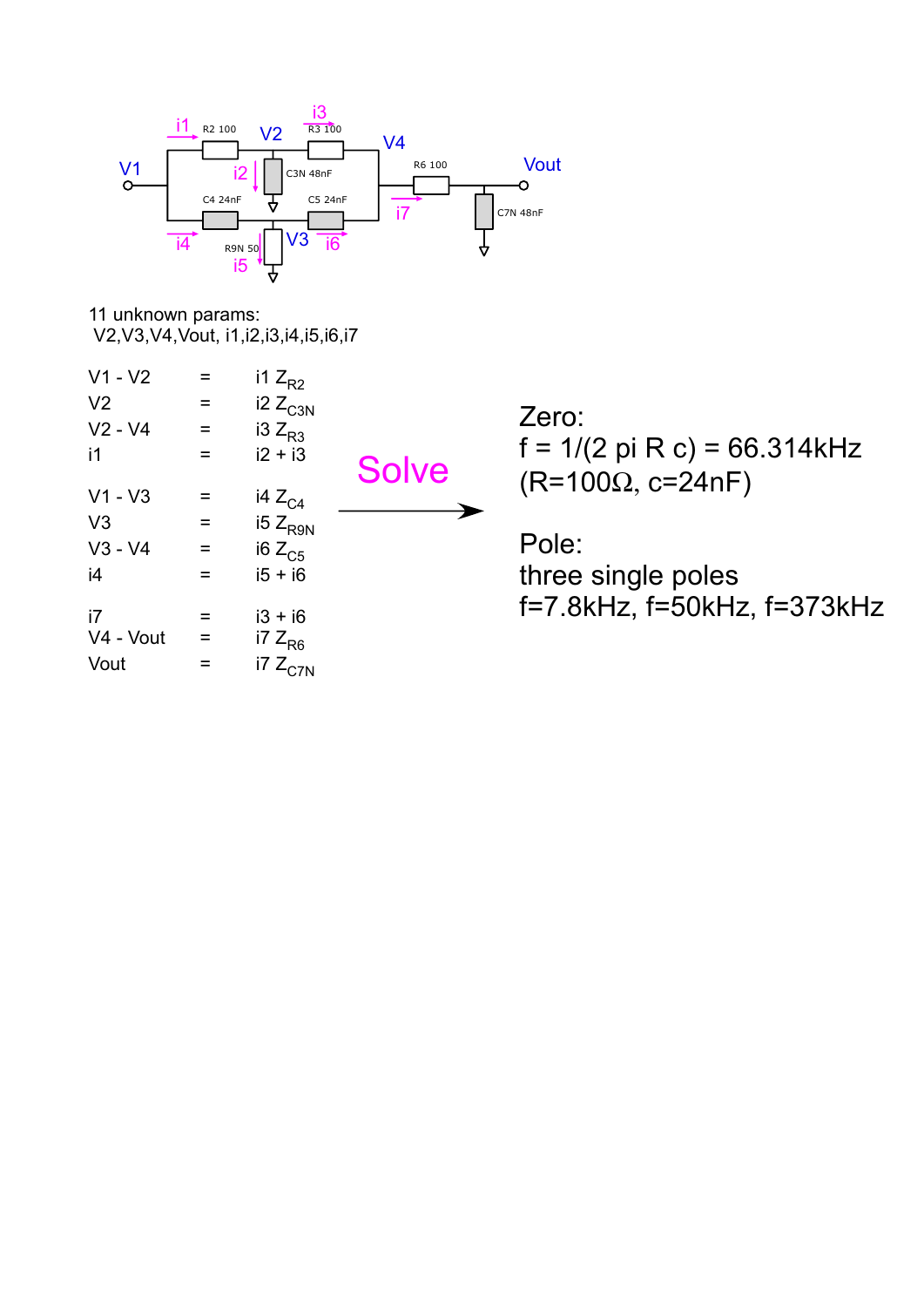11 unknown params:
V2,V3,V4,Vout, i1,i2,i3,i4,i5,i6,i7

$$V1 - V2 = i1\, Z_{R2}$$
$$V2 = i2\, Z_{C3N}$$
$$V2 - V4 = i3\, Z_{R3}$$
$$i1 = i2 + i3$$

$$V1 - V3 = i4\, Z_{C4}$$
$$V3 = i5\, Z_{R9N}$$
$$V3 - V4 = i6\, Z_{C5}$$
$$i4 = i5 + i6$$

$$i7 = i3 + i6$$
$$V4 - Vout = i7\, Z_{R6}$$
$$Vout = i7\, Z_{C7N}$$

Solve →

Zero:
f = 1/(2 pi R c) = 66.314kHz
(R=100Ω, c=24nF)

Pole:
three single poles
f=7.8kHz, f=50kHz, f=373kHz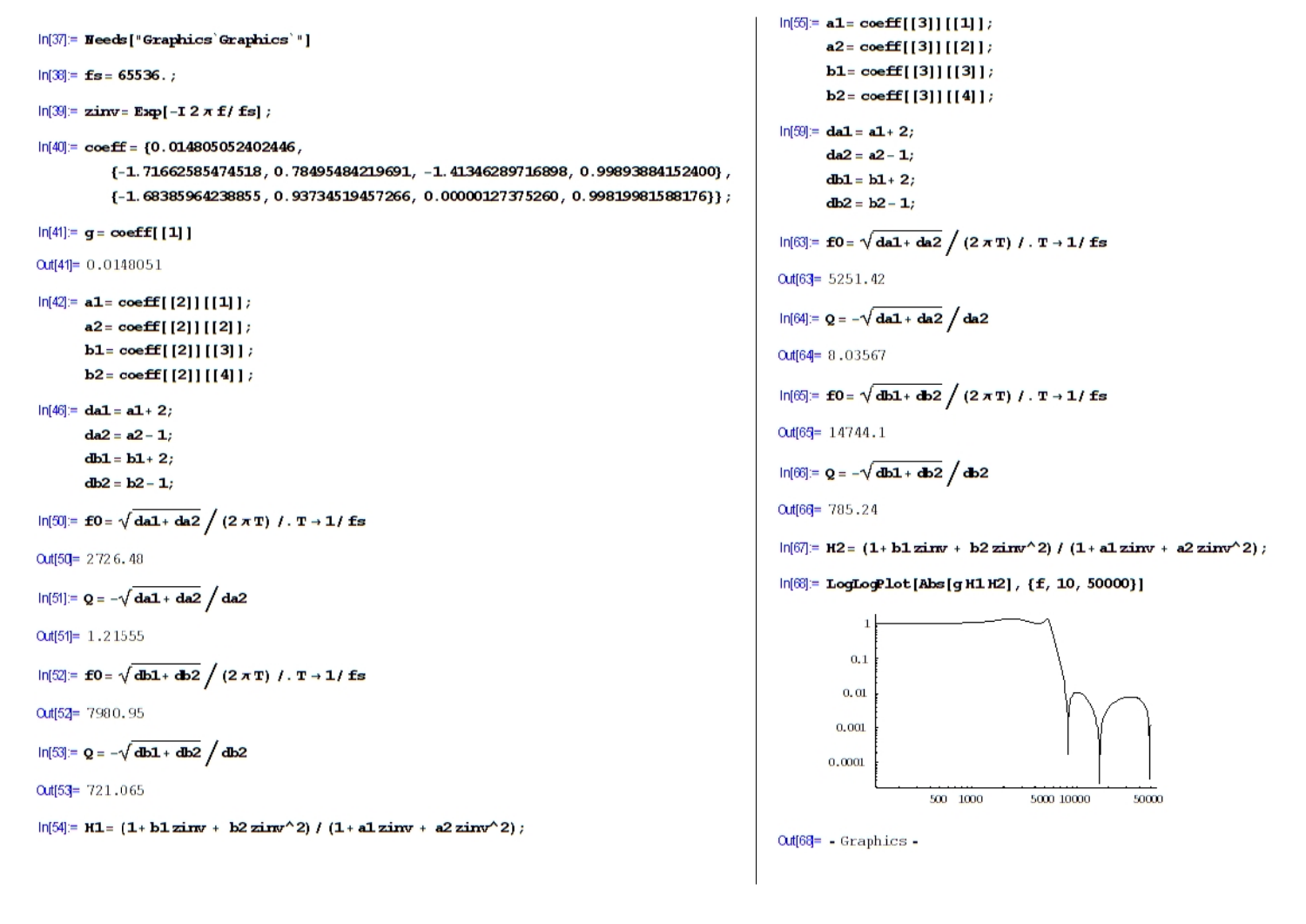```
In[37]:= Needs["Graphics`Graphics`"]

In[38]:= fs = 65536.;

In[39]:= zinv = Exp[-I 2 π f / fs];

In[40]:= coeff = {0.014805052402446,
          {-1.71662585474518, 0.78495484219691, -1.41346289716898, 0.99893884152400},
          {-1.68385964238855, 0.93734519457266, 0.00000127375260, 0.99819981588176}};

In[41]:= g = coeff[[1]]

Out[41]= 0.0148051

In[42]:= a1 = coeff[[2]][[1]];
         a2 = coeff[[2]][[2]];
         b1 = coeff[[2]][[3]];
         b2 = coeff[[2]][[4]];

In[46]:= da1 = a1 + 2;
         da2 = a2 - 1;
         db1 = b1 + 2;
         db2 = b2 - 1;

In[50]:= f0 = √(da1 + da2) / (2 π T) /. T → 1 / fs

Out[50]= 2726.48

In[51]:= Q = -√(da1 + da2) / da2

Out[51]= 1.21555

In[52]:= f0 = √(db1 + db2) / (2 π T) /. T → 1 / fs

Out[52]= 7980.95

In[53]:= Q = -√(db1 + db2) / db2

Out[53]= 721.065

In[54]:= H1 = (1 + b1 zinv + b2 zinv^2) / (1 + a1 zinv + a2 zinv^2);

In[55]:= a1 = coeff[[3]][[1]];
         a2 = coeff[[3]][[2]];
         b1 = coeff[[3]][[3]];
         b2 = coeff[[3]][[4]];

In[59]:= da1 = a1 + 2;
         da2 = a2 - 1;
         db1 = b1 + 2;
         db2 = b2 - 1;

In[63]:= f0 = √(da1 + da2) / (2 π T) /. T → 1 / fs

Out[63]= 5251.42

In[64]:= Q = -√(da1 + da2) / da2

Out[64]= 8.03567

In[65]:= f0 = √(db1 + db2) / (2 π T) /. T → 1 / fs

Out[65]= 14744.1

In[66]:= Q = -√(db1 + db2) / db2

Out[66]= 785.24

In[67]:= H2 = (1 + b1 zinv + b2 zinv^2) / (1 + a1 zinv + a2 zinv^2);

In[68]:= LogLogPlot[Abs[g H1 H2], {f, 10, 50000}]
```

1
0.1
0.01
0.001
0.0001
500 1000 5000 10000 50000

```
Out[68]= - Graphics -
```